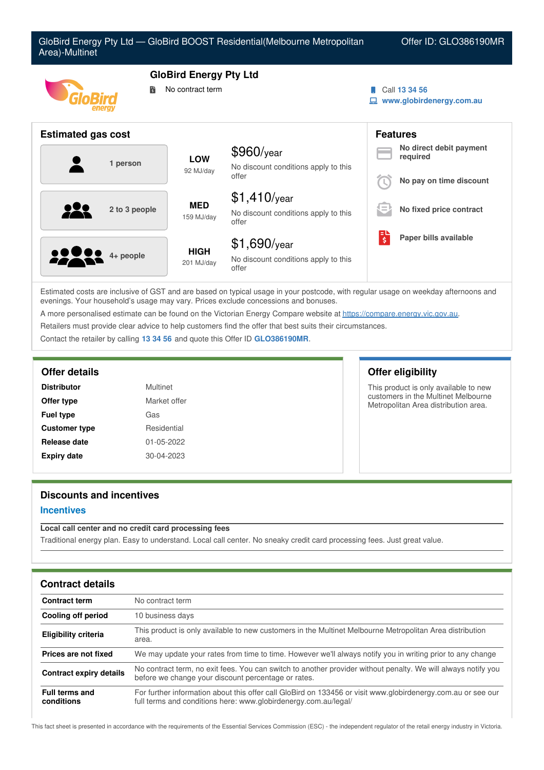# GloBird Energy Pty Ltd — GloBird BOOST Residential(Melbourne Metropolitan Area)-Multinet

Offer ID: GLO386190MR

## GloBird Energy Pty Ltd

No contract term

Call 13 34 56

www.globirdenergy.com.au

## Estimated gas cost

| Household | Usage | Cost |
|---|---|---|
| 1 person | **LOW** 92 MJ/day | $960/year No discount conditions apply to this offer |
| 2 to 3 people | **MED** 159 MJ/day | $1,410/year No discount conditions apply to this offer |
| 4+ people | **HIGH** 201 MJ/day | $1,690/year No discount conditions apply to this offer |

## Features

- **No direct debit payment required**
- **No pay on time discount**
- **No fixed price contract**
- **Paper bills available**

Estimated costs are inclusive of GST and are based on typical usage in your postcode, with regular usage on weekday afternoons and evenings. Your household's usage may vary. Prices exclude concessions and bonuses.

A more personalised estimate can be found on the Victorian Energy Compare website at https://compare.energy.vic.gov.au.

Retailers must provide clear advice to help customers find the offer that best suits their circumstances.

Contact the retailer by calling **13 34 56** and quote this Offer ID **GLO386190MR**.

## Offer details

| | |
|---|---|
| **Distributor** | Multinet |
| **Offer type** | Market offer |
| **Fuel type** | Gas |
| **Customer type** | Residential |
| **Release date** | 01-05-2022 |
| **Expiry date** | 30-04-2023 |

## Offer eligibility

This product is only available to new customers in the Multinet Melbourne Metropolitan Area distribution area.

## Discounts and incentives

### Incentives

**Local call center and no credit card processing fees**

Traditional energy plan. Easy to understand. Local call center. No sneaky credit card processing fees. Just great value.

## Contract details

| | |
|---|---|
| **Contract term** | No contract term |
| **Cooling off period** | 10 business days |
| **Eligibility criteria** | This product is only available to new customers in the Multinet Melbourne Metropolitan Area distribution area. |
| **Prices are not fixed** | We may update your rates from time to time. However we'll always notify you in writing prior to any change |
| **Contract expiry details** | No contract term, no exit fees. You can switch to another provider without penalty. We will always notify you before we change your discount percentage or rates. |
| **Full terms and conditions** | For further information about this offer call GloBird on 133456 or visit www.globirdenergy.com.au or see our full terms and conditions here: www.globirdenergy.com.au/legal/ |

This fact sheet is presented in accordance with the requirements of the Essential Services Commission (ESC) - the independent regulator of the retail energy industry in Victoria.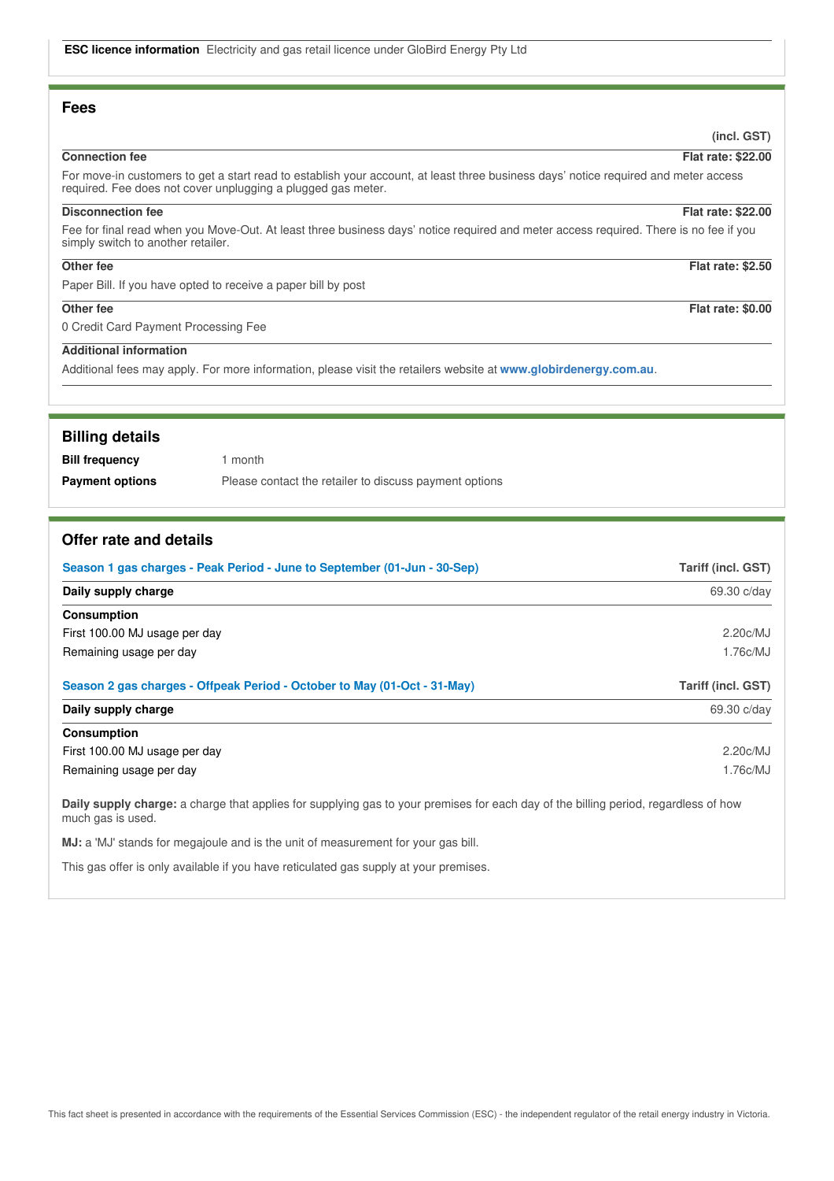**ESC licence information** Electricity and gas retail licence under GloBird Energy Pty Ltd

## Fees

| | (incl. GST) |
|---|---|
| **Connection fee** | **Flat rate: $22.00** |
| For move-in customers to get a start read to establish your account, at least three business days' notice required and meter access required. Fee does not cover unplugging a plugged gas meter. | |
| **Disconnection fee** | **Flat rate: $22.00** |
| Fee for final read when you Move-Out. At least three business days' notice required and meter access required. There is no fee if you simply switch to another retailer. | |
| **Other fee** | **Flat rate: $2.50** |
| Paper Bill. If you have opted to receive a paper bill by post | |
| **Other fee** | **Flat rate: $0.00** |
| 0 Credit Card Payment Processing Fee | |

**Additional information**

Additional fees may apply. For more information, please visit the retailers website at **www.globirdenergy.com.au**.

## Billing details

| | |
|---|---|
| **Bill frequency** | 1 month |
| **Payment options** | Please contact the retailer to discuss payment options |

## Offer rate and details

| Season 1 gas charges - Peak Period - June to September (01-Jun - 30-Sep) | Tariff (incl. GST) |
|---|---|
| **Daily supply charge** | 69.30 c/day |
| **Consumption** | |
| First 100.00 MJ usage per day | 2.20c/MJ |
| Remaining usage per day | 1.76c/MJ |

| Season 2 gas charges - Offpeak Period - October to May (01-Oct - 31-May) | Tariff (incl. GST) |
|---|---|
| **Daily supply charge** | 69.30 c/day |
| **Consumption** | |
| First 100.00 MJ usage per day | 2.20c/MJ |
| Remaining usage per day | 1.76c/MJ |

**Daily supply charge:** a charge that applies for supplying gas to your premises for each day of the billing period, regardless of how much gas is used.

**MJ:** a 'MJ' stands for megajoule and is the unit of measurement for your gas bill.

This gas offer is only available if you have reticulated gas supply at your premises.

This fact sheet is presented in accordance with the requirements of the Essential Services Commission (ESC) - the independent regulator of the retail energy industry in Victoria.